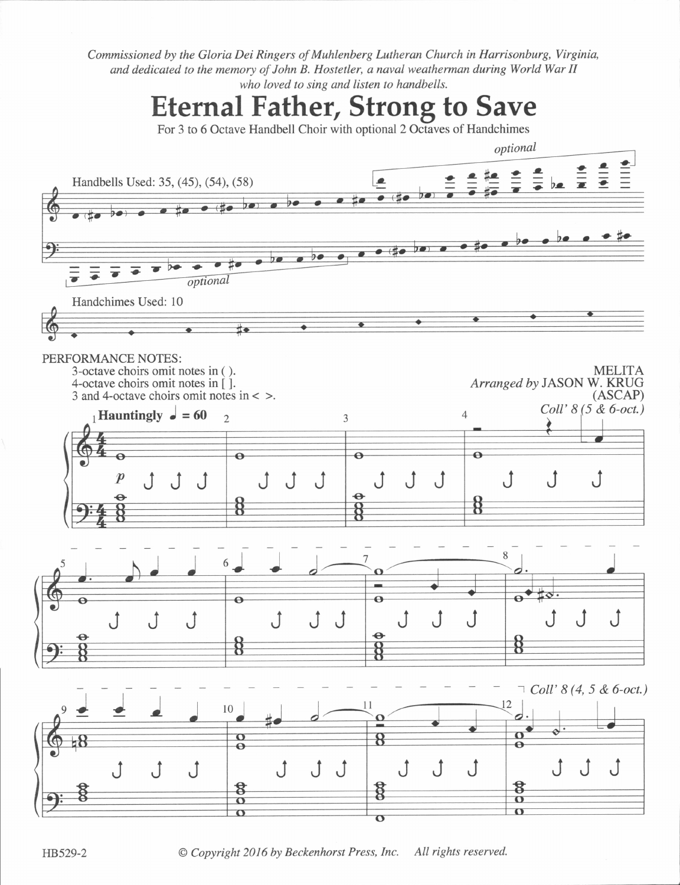*Commissioned by the Gloria Dei Ringers of Muhlenberg Lutheran Church in Harrisonburg, Virginia, and dedicated to the memory of John B. Hostetler, a naval weatherman during World War II who loved to sing and listen to handbells.*

# Eternal Father, Strong to Save

For 3 to 6 Octave Handbell Choir with optional 2 Octaves of Handchimes

Handbells Used: 35, (45), (54), (58)

*optional*

*optional*

Handchimes Used: 10

PERFORMANCE NOTES:
- 3-octave choirs omit notes in ( ).
- 4-octave choirs omit notes in [ ].
- 3 and 4-octave choirs omit notes in < >.

MELITA
*Arranged by* JASON W. KRUG
(ASCAP)

**Hauntingly** ♩ = 60

*p*

*Coll' 8 (5 & 6-oct.)*

*Coll' 8 (4, 5 & 6-oct.)*

HB529-2 © Copyright 2016 by Beckenhorst Press, Inc. All rights reserved.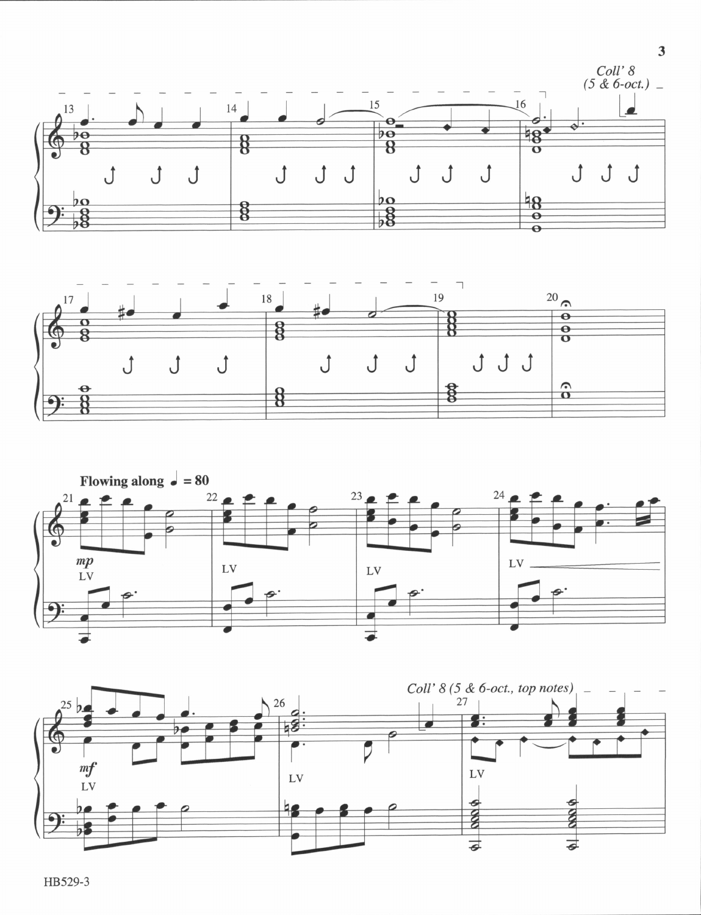*Coll' 8 (5 & 6-oct.)*

**Flowing along** ♩ = 80

*mp*

LV

LV

LV

LV

*mf*

LV

LV

*Coll' 8 (5 & 6-oct., top notes)*

LV